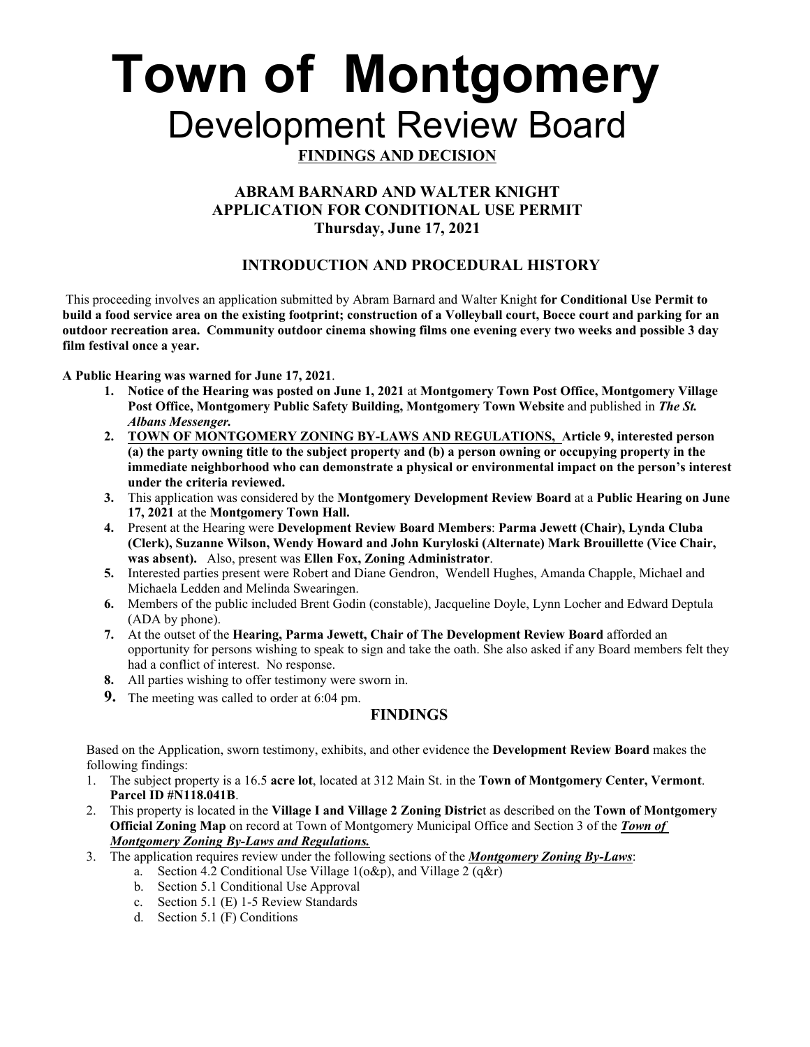# Town of Montgomery

## Development Review Board

**FINDINGS AND DECISION**

**ABRAM BARNARD AND WALTER KNIGHT**
**APPLICATION FOR CONDITIONAL USE PERMIT**
**Thursday, June 17, 2021**

### INTRODUCTION AND PROCEDURAL HISTORY

This proceeding involves an application submitted by Abram Barnard and Walter Knight **for Conditional Use Permit to build a food service area on the existing footprint; construction of a Volleyball court, Bocce court and parking for an outdoor recreation area. Community outdoor cinema showing films one evening every two weeks and possible 3 day film festival once a year.**

**A Public Hearing was warned for June 17, 2021**.

1. **Notice of the Hearing was posted on June 1, 2021** at **Montgomery Town Post Office, Montgomery Village Post Office, Montgomery Public Safety Building, Montgomery Town Website** and published in ***The St. Albans Messenger.***
2. **TOWN OF MONTGOMERY ZONING BY-LAWS AND REGULATIONS, Article 9, interested person (a) the party owning title to the subject property and (b) a person owning or occupying property in the immediate neighborhood who can demonstrate a physical or environmental impact on the person's interest under the criteria reviewed.**
3. This application was considered by the **Montgomery Development Review Board** at a **Public Hearing on June 17, 2021** at the **Montgomery Town Hall.**
4. Present at the Hearing were **Development Review Board Members**: **Parma Jewett (Chair), Lynda Cluba (Clerk), Suzanne Wilson, Wendy Howard and John Kuryloski (Alternate) Mark Brouillette (Vice Chair, was absent).** Also, present was **Ellen Fox, Zoning Administrator**.
5. Interested parties present were Robert and Diane Gendron, Wendell Hughes, Amanda Chapple, Michael and Michaela Ledden and Melinda Swearingen.
6. Members of the public included Brent Godin (constable), Jacqueline Doyle, Lynn Locher and Edward Deptula (ADA by phone).
7. At the outset of the **Hearing, Parma Jewett, Chair of The Development Review Board** afforded an opportunity for persons wishing to speak to sign and take the oath. She also asked if any Board members felt they had a conflict of interest. No response.
8. All parties wishing to offer testimony were sworn in.
9. The meeting was called to order at 6:04 pm.

### FINDINGS

Based on the Application, sworn testimony, exhibits, and other evidence the **Development Review Board** makes the following findings:

1. The subject property is a 16.5 **acre lot**, located at 312 Main St. in the **Town of Montgomery Center, Vermont**. **Parcel ID #N118.041B**.
2. This property is located in the **Village I and Village 2 Zoning Distric**t as described on the **Town of Montgomery Official Zoning Map** on record at Town of Montgomery Municipal Office and Section 3 of the ***Town of Montgomery Zoning By-Laws and Regulations.***
3. The application requires review under the following sections of the ***Montgomery Zoning By-Laws***:
   a. Section 4.2 Conditional Use Village 1(o&p), and Village 2 (q&r)
   b. Section 5.1 Conditional Use Approval
   c. Section 5.1 (E) 1-5 Review Standards
   d. Section 5.1 (F) Conditions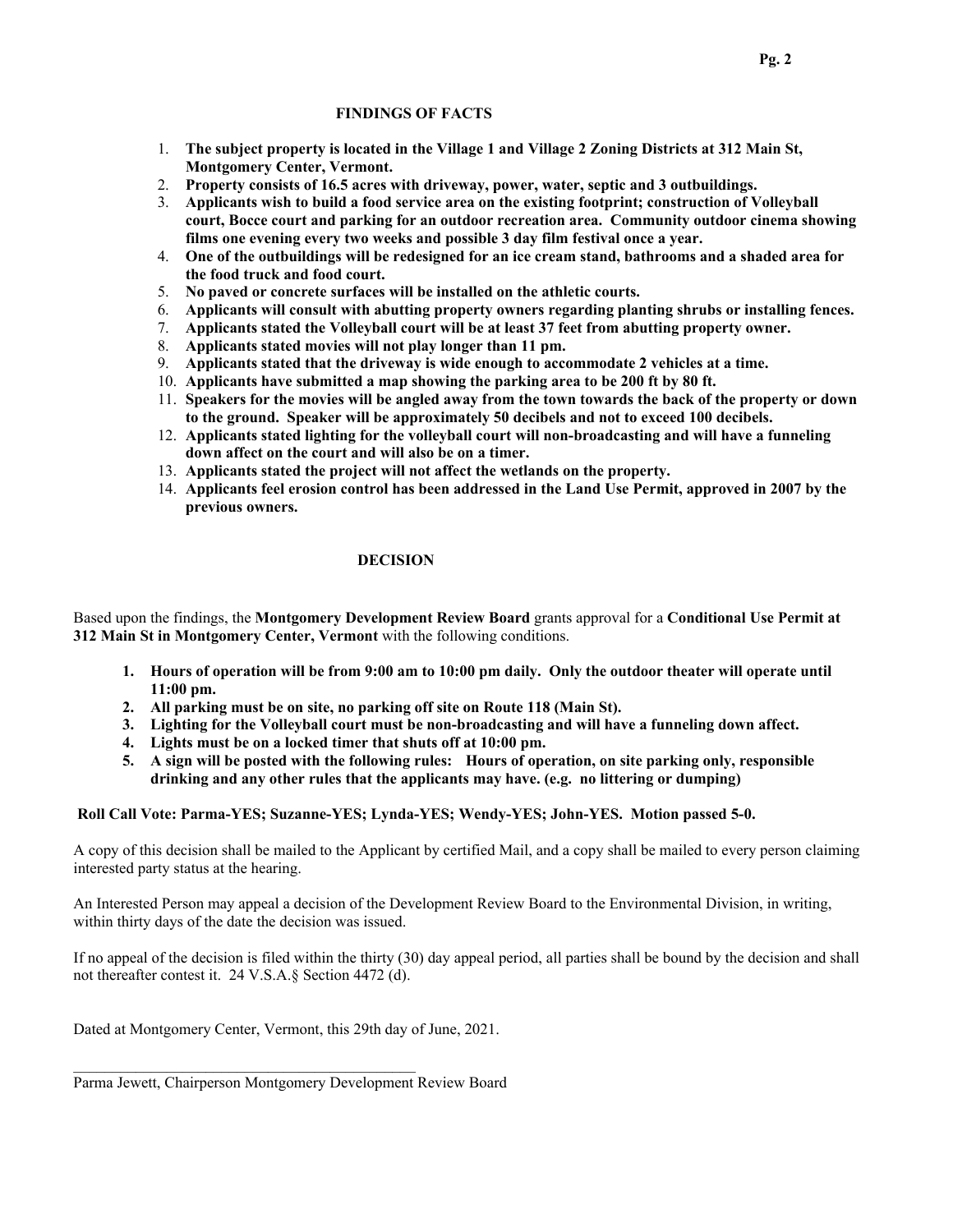## FINDINGS OF FACTS

1. **The subject property is located in the Village 1 and Village 2 Zoning Districts at 312 Main St, Montgomery Center, Vermont.**
2. **Property consists of 16.5 acres with driveway, power, water, septic and 3 outbuildings.**
3. **Applicants wish to build a food service area on the existing footprint; construction of Volleyball court, Bocce court and parking for an outdoor recreation area. Community outdoor cinema showing films one evening every two weeks and possible 3 day film festival once a year.**
4. **One of the outbuildings will be redesigned for an ice cream stand, bathrooms and a shaded area for the food truck and food court.**
5. **No paved or concrete surfaces will be installed on the athletic courts.**
6. **Applicants will consult with abutting property owners regarding planting shrubs or installing fences.**
7. **Applicants stated the Volleyball court will be at least 37 feet from abutting property owner.**
8. **Applicants stated movies will not play longer than 11 pm.**
9. **Applicants stated that the driveway is wide enough to accommodate 2 vehicles at a time.**
10. **Applicants have submitted a map showing the parking area to be 200 ft by 80 ft.**
11. **Speakers for the movies will be angled away from the town towards the back of the property or down to the ground. Speaker will be approximately 50 decibels and not to exceed 100 decibels.**
12. **Applicants stated lighting for the volleyball court will non-broadcasting and will have a funneling down affect on the court and will also be on a timer.**
13. **Applicants stated the project will not affect the wetlands on the property.**
14. **Applicants feel erosion control has been addressed in the Land Use Permit, approved in 2007 by the previous owners.**

## DECISION

Based upon the findings, the **Montgomery Development Review Board** grants approval for a **Conditional Use Permit at 312 Main St in Montgomery Center, Vermont** with the following conditions.

1. **Hours of operation will be from 9:00 am to 10:00 pm daily. Only the outdoor theater will operate until 11:00 pm.**
2. **All parking must be on site, no parking off site on Route 118 (Main St).**
3. **Lighting for the Volleyball court must be non-broadcasting and will have a funneling down affect.**
4. **Lights must be on a locked timer that shuts off at 10:00 pm.**
5. **A sign will be posted with the following rules: Hours of operation, on site parking only, responsible drinking and any other rules that the applicants may have. (e.g. no littering or dumping)**

**Roll Call Vote: Parma-YES; Suzanne-YES; Lynda-YES; Wendy-YES; John-YES. Motion passed 5-0.**

A copy of this decision shall be mailed to the Applicant by certified Mail, and a copy shall be mailed to every person claiming interested party status at the hearing.

An Interested Person may appeal a decision of the Development Review Board to the Environmental Division, in writing, within thirty days of the date the decision was issued.

If no appeal of the decision is filed within the thirty (30) day appeal period, all parties shall be bound by the decision and shall not thereafter contest it. 24 V.S.A.§ Section 4472 (d).

Dated at Montgomery Center, Vermont, this 29th day of June, 2021.

\_\_\_\_\_\_\_\_\_\_\_\_\_\_\_\_\_\_\_\_\_\_\_\_\_\_\_\_\_\_\_\_\_\_\_\_\_\_\_\_\_\_\_\_

Parma Jewett, Chairperson Montgomery Development Review Board